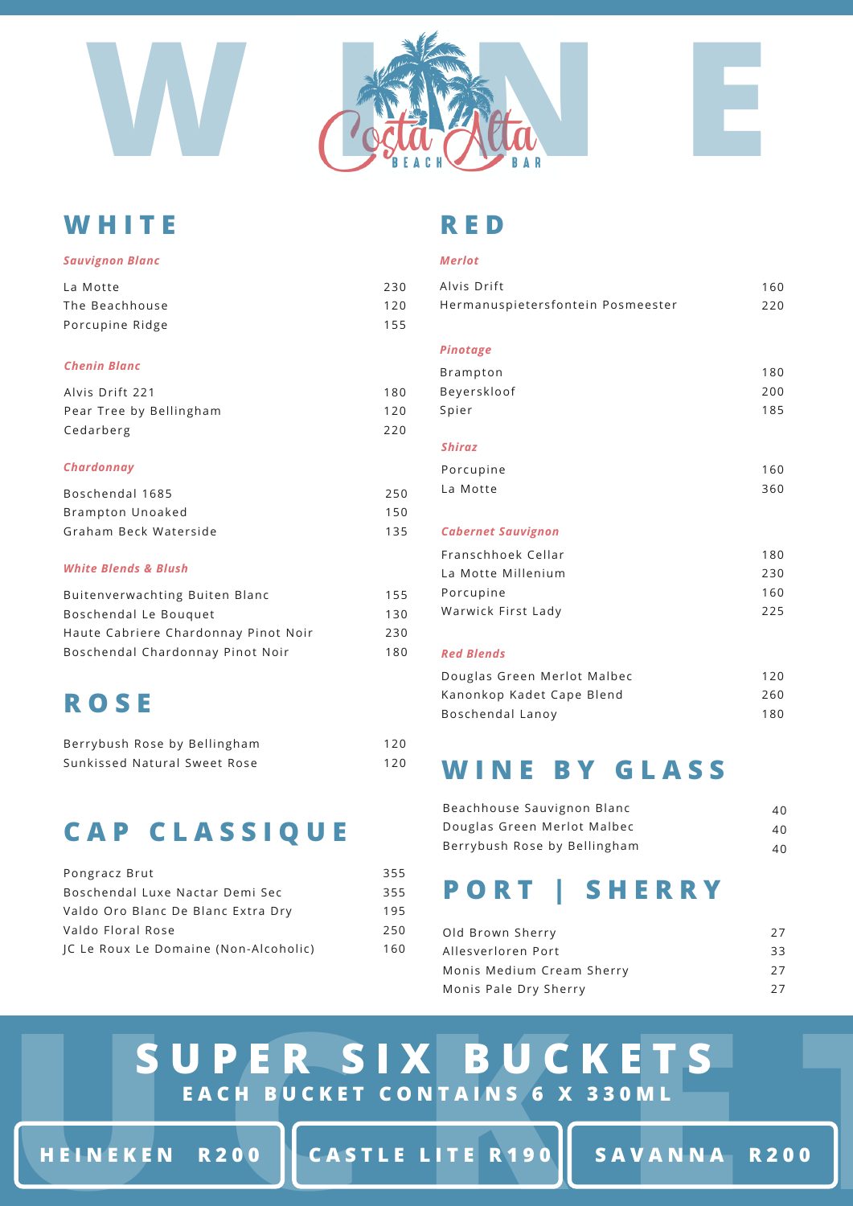# WINE

Costa Alta Beach Bar

## WHITE

### *Sauvignon Blanc*

| | |
|---|---|
| La Motte | 230 |
| The Beachhouse | 120 |
| Porcupine Ridge | 155 |

### *Chenin Blanc*

| | |
|---|---|
| Alvis Drift 221 | 180 |
| Pear Tree by Bellingham | 120 |
| Cedarberg | 220 |

### *Chardonnay*

| | |
|---|---|
| Boschendal 1685 | 250 |
| Brampton Unoaked | 150 |
| Graham Beck Waterside | 135 |

### *White Blends & Blush*

| | |
|---|---|
| Buitenverwachting Buiten Blanc | 155 |
| Boschendal Le Bouquet | 130 |
| Haute Cabriere Chardonnay Pinot Noir | 230 |
| Boschendal Chardonnay Pinot Noir | 180 |

## ROSE

| | |
|---|---|
| Berrybush Rose by Bellingham | 120 |
| Sunkissed Natural Sweet Rose | 120 |

## CAP CLASSIQUE

| | |
|---|---|
| Pongracz Brut | 355 |
| Boschendal Luxe Nactar Demi Sec | 355 |
| Valdo Oro Blanc De Blanc Extra Dry | 195 |
| Valdo Floral Rose | 250 |
| JC Le Roux Le Domaine (Non-Alcoholic) | 160 |

## RED

### *Merlot*

| | |
|---|---|
| Alvis Drift | 160 |
| Hermanuspietersfontein Posmeester | 220 |

### *Pinotage*

| | |
|---|---|
| Brampton | 180 |
| Beyerskloof | 200 |
| Spier | 185 |

### *Shiraz*

| | |
|---|---|
| Porcupine | 160 |
| La Motte | 360 |

### *Cabernet Sauvignon*

| | |
|---|---|
| Franschhoek Cellar | 180 |
| La Motte Millenium | 230 |
| Porcupine | 160 |
| Warwick First Lady | 225 |

### *Red Blends*

| | |
|---|---|
| Douglas Green Merlot Malbec | 120 |
| Kanonkop Kadet Cape Blend | 260 |
| Boschendal Lanoy | 180 |

## WINE BY GLASS

| | |
|---|---|
| Beachhouse Sauvignon Blanc | 40 |
| Douglas Green Merlot Malbec | 40 |
| Berrybush Rose by Bellingham | 40 |

## PORT | SHERRY

| | |
|---|---|
| Old Brown Sherry | 27 |
| Allesverloren Port | 33 |
| Monis Medium Cream Sherry | 27 |
| Monis Pale Dry Sherry | 27 |

## SUPER SIX BUCKETS

**EACH BUCKET CONTAINS 6 X 330ML**

**HEINEKEN R200** | **CASTLE LITE R190** | **SAVANNA R200**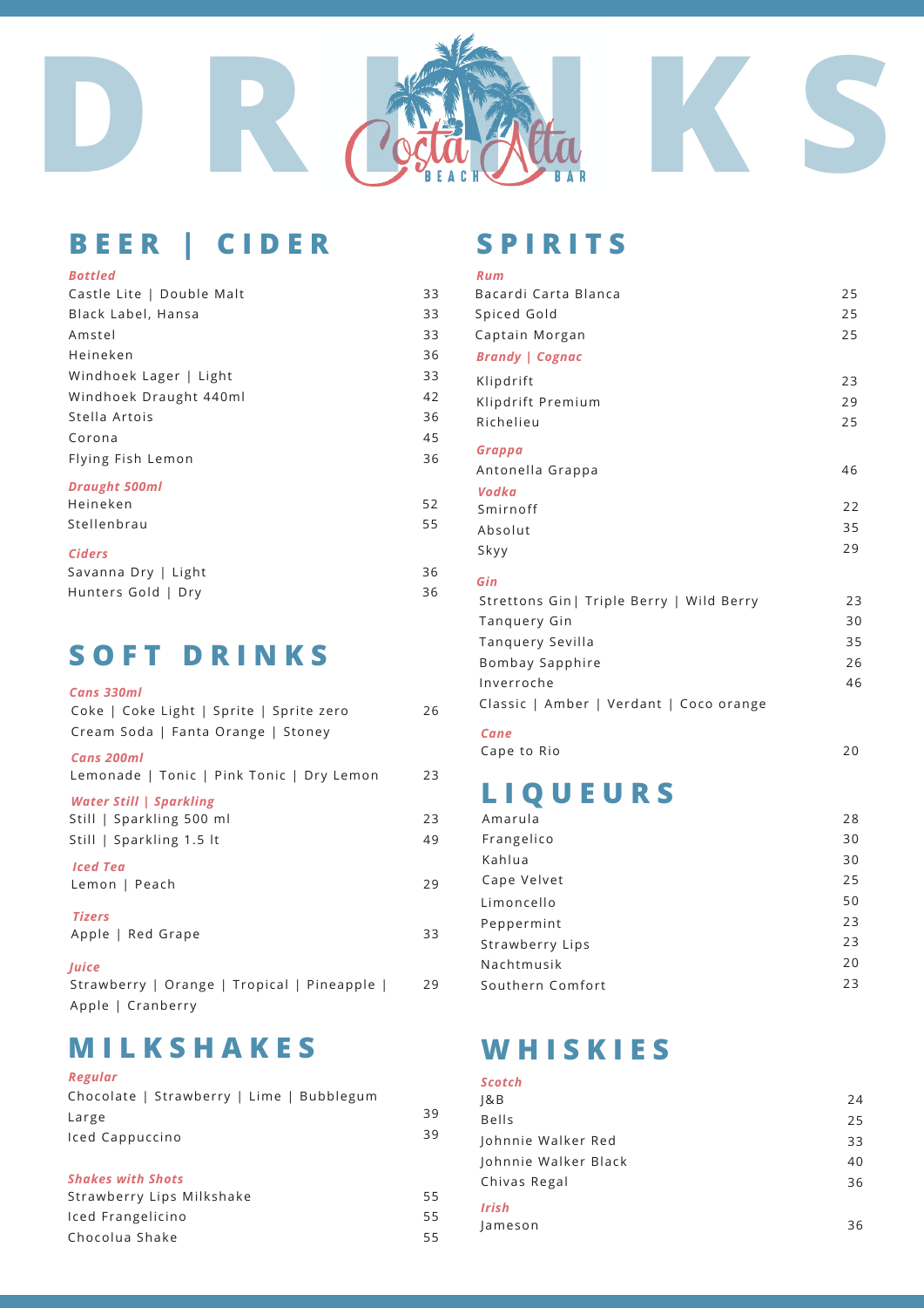# DRINKS

Costa Alta Beach Bar

## BEER | CIDER

***Bottled***

| Item | Price |
|---|---|
| Castle Lite \| Double Malt | 33 |
| Black Label, Hansa | 33 |
| Amstel | 33 |
| Heineken | 36 |
| Windhoek Lager \| Light | 33 |
| Windhoek Draught 440ml | 42 |
| Stella Artois | 36 |
| Corona | 45 |
| Flying Fish Lemon | 36 |

***Draught 500ml***

| Item | Price |
|---|---|
| Heineken | 52 |
| Stellenbrau | 55 |

***Ciders***

| Item | Price |
|---|---|
| Savanna Dry \| Light | 36 |
| Hunters Gold \| Dry | 36 |

## SOFT DRINKS

***Cans 330ml***

| Item | Price |
|---|---|
| Coke \| Coke Light \| Sprite \| Sprite zero Cream Soda \| Fanta Orange \| Stoney | 26 |

***Cans 200ml***

| Item | Price |
|---|---|
| Lemonade \| Tonic \| Pink Tonic \| Dry Lemon | 23 |

***Water Still | Sparkling***

| Item | Price |
|---|---|
| Still \| Sparkling 500 ml | 23 |
| Still \| Sparkling 1.5 lt | 49 |

***Iced Tea***

| Item | Price |
|---|---|
| Lemon \| Peach | 29 |

***Tizers***

| Item | Price |
|---|---|
| Apple \| Red Grape | 33 |

***Juice***

| Item | Price |
|---|---|
| Strawberry \| Orange \| Tropical \| Pineapple \| Apple \| Cranberry | 29 |

## MILKSHAKES

***Regular***

Chocolate | Strawberry | Lime | Bubblegum

| Item | Price |
|---|---|
| Large | 39 |
| Iced Cappuccino | 39 |

***Shakes with Shots***

| Item | Price |
|---|---|
| Strawberry Lips Milkshake | 55 |
| Iced Frangelicino | 55 |
| Chocolua Shake | 55 |

## SPIRITS

***Rum***

| Item | Price |
|---|---|
| Bacardi Carta Blanca | 25 |
| Spiced Gold | 25 |
| Captain Morgan | 25 |

***Brandy | Cognac***

| Item | Price |
|---|---|
| Klipdrift | 23 |
| Klipdrift Premium | 29 |
| Richelieu | 25 |

***Grappa***

| Item | Price |
|---|---|
| Antonella Grappa | 46 |

***Vodka***

| Item | Price |
|---|---|
| Smirnoff | 22 |
| Absolut | 35 |
| Skyy | 29 |

***Gin***

| Item | Price |
|---|---|
| Strettons Gin\| Triple Berry \| Wild Berry | 23 |
| Tanquery Gin | 30 |
| Tanquery Sevilla | 35 |
| Bombay Sapphire | 26 |
| Inverroche | 46 |
| Classic \| Amber \| Verdant \| Coco orange | |

***Cane***

| Item | Price |
|---|---|
| Cape to Rio | 20 |

## LIQUEURS

| Item | Price |
|---|---|
| Amarula | 28 |
| Frangelico | 30 |
| Kahlua | 30 |
| Cape Velvet | 25 |
| Limoncello | 50 |
| Peppermint | 23 |
| Strawberry Lips | 23 |
| Nachtmusik | 20 |
| Southern Comfort | 23 |

## WHISKIES

***Scotch***

| Item | Price |
|---|---|
| J&B | 24 |
| Bells | 25 |
| Johnnie Walker Red | 33 |
| Johnnie Walker Black | 40 |
| Chivas Regal | 36 |

***Irish***

| Item | Price |
|---|---|
| Jameson | 36 |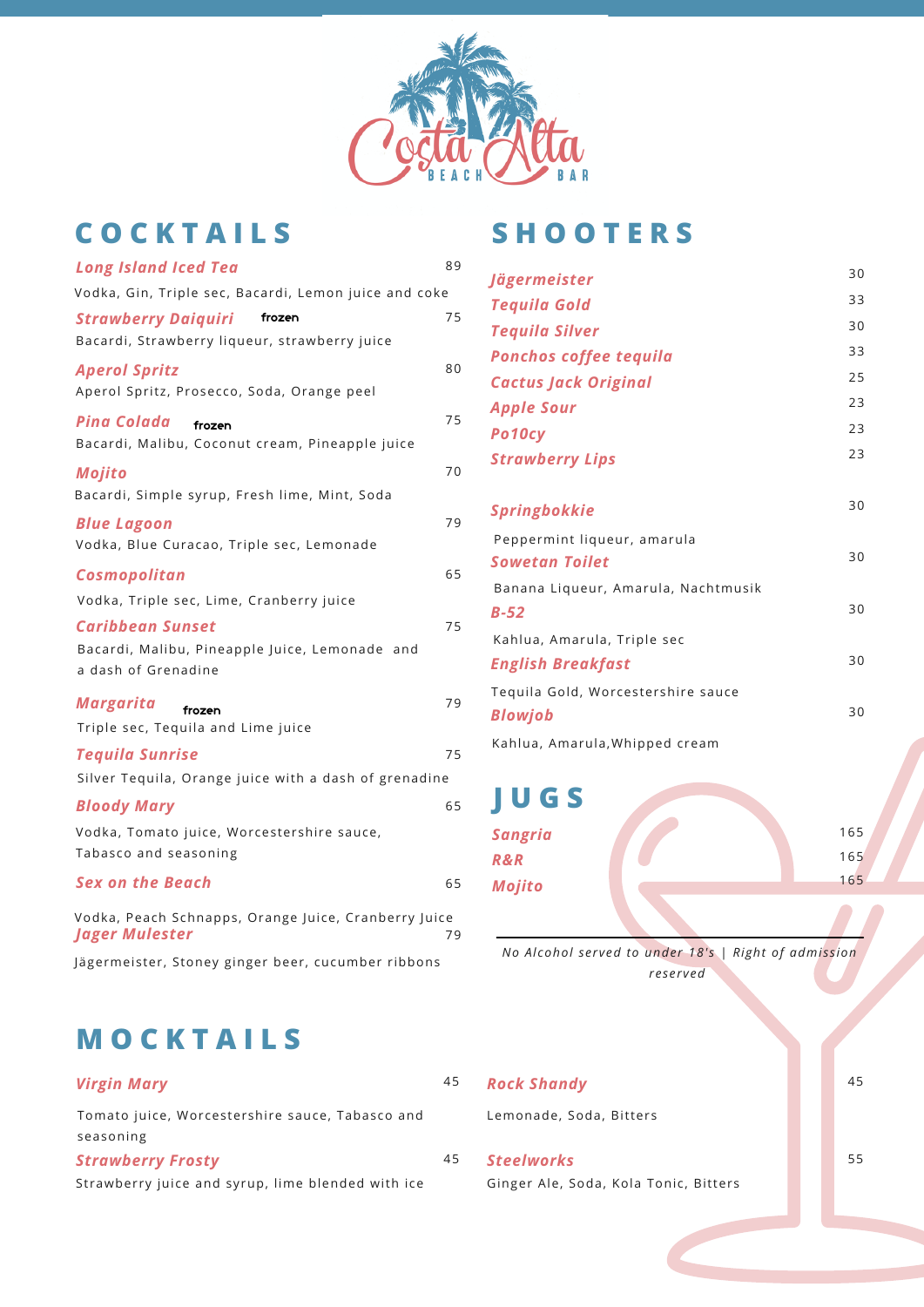Costa Alta

BEACH BAR

## COCKTAILS

***Long Island Iced Tea*** 89

Vodka, Gin, Triple sec, Bacardi, Lemon juice and coke

***Strawberry Daiquiri*** **frozen** 75

Bacardi, Strawberry liqueur, strawberry juice

***Aperol Spritz*** 80

Aperol Spritz, Prosecco, Soda, Orange peel

***Pina Colada*** **frozen** 75

Bacardi, Malibu, Coconut cream, Pineapple juice

***Mojito*** 70

Bacardi, Simple syrup, Fresh lime, Mint, Soda

***Blue Lagoon*** 79

Vodka, Blue Curacao, Triple sec, Lemonade

***Cosmopolitan*** 65

Vodka, Triple sec, Lime, Cranberry juice

***Caribbean Sunset*** 75

Bacardi, Malibu, Pineapple Juice, Lemonade and a dash of Grenadine

***Margarita*** **frozen** 79

Triple sec, Tequila and Lime juice

***Tequila Sunrise*** 75

Silver Tequila, Orange juice with a dash of grenadine

***Bloody Mary*** 65

Vodka, Tomato juice, Worcestershire sauce, Tabasco and seasoning

***Sex on the Beach*** 65

Vodka, Peach Schnapps, Orange Juice, Cranberry Juice

***Jager Mulester*** 79

Jägermeister, Stoney ginger beer, cucumber ribbons

## SHOOTERS

| | |
|---|---|
| ***Jägermeister*** | 30 |
| ***Tequila Gold*** | 33 |
| ***Tequila Silver*** | 30 |
| ***Ponchos coffee tequila*** | 33 |
| ***Cactus Jack Original*** | 25 |
| ***Apple Sour*** | 23 |
| ***Po10cy*** | 23 |
| ***Strawberry Lips*** | 23 |

***Springbokkie*** 30

Peppermint liqueur, amarula

***Sowetan Toilet*** 30

Banana Liqueur, Amarula, Nachtmusik

***B-52*** 30

Kahlua, Amarula, Triple sec

***English Breakfast*** 30

Tequila Gold, Worcestershire sauce

***Blowjob*** 30

Kahlua, Amarula,Whipped cream

## JUGS

| | |
|---|---|
| ***Sangria*** | 165 |
| ***R&R*** | 165 |
| ***Mojito*** | 165 |

*No Alcohol served to under 18's | Right of admission reserved*

## MOCKTAILS

***Virgin Mary*** 45

Tomato juice, Worcestershire sauce, Tabasco and seasoning

***Strawberry Frosty*** 45

Strawberry juice and syrup, lime blended with ice

***Rock Shandy*** 45

Lemonade, Soda, Bitters

***Steelworks*** 55

Ginger Ale, Soda, Kola Tonic, Bitters